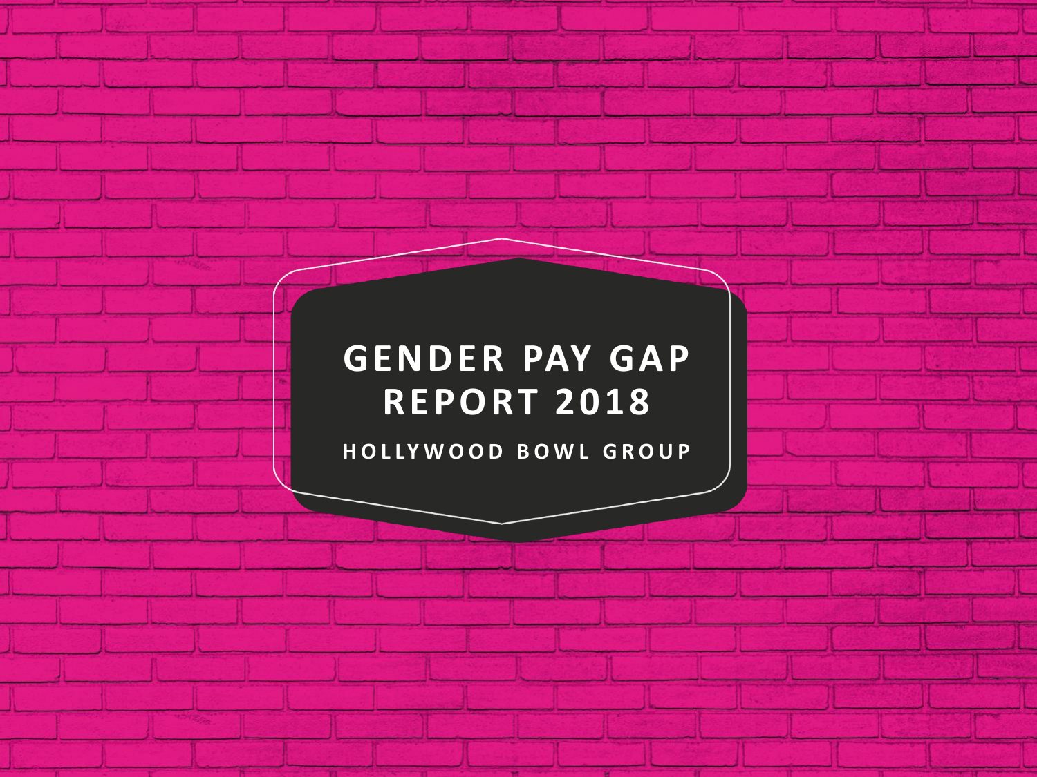# GENDER PAY GAP REPORT 2018

## HOLLYWOOD BOWL GROUP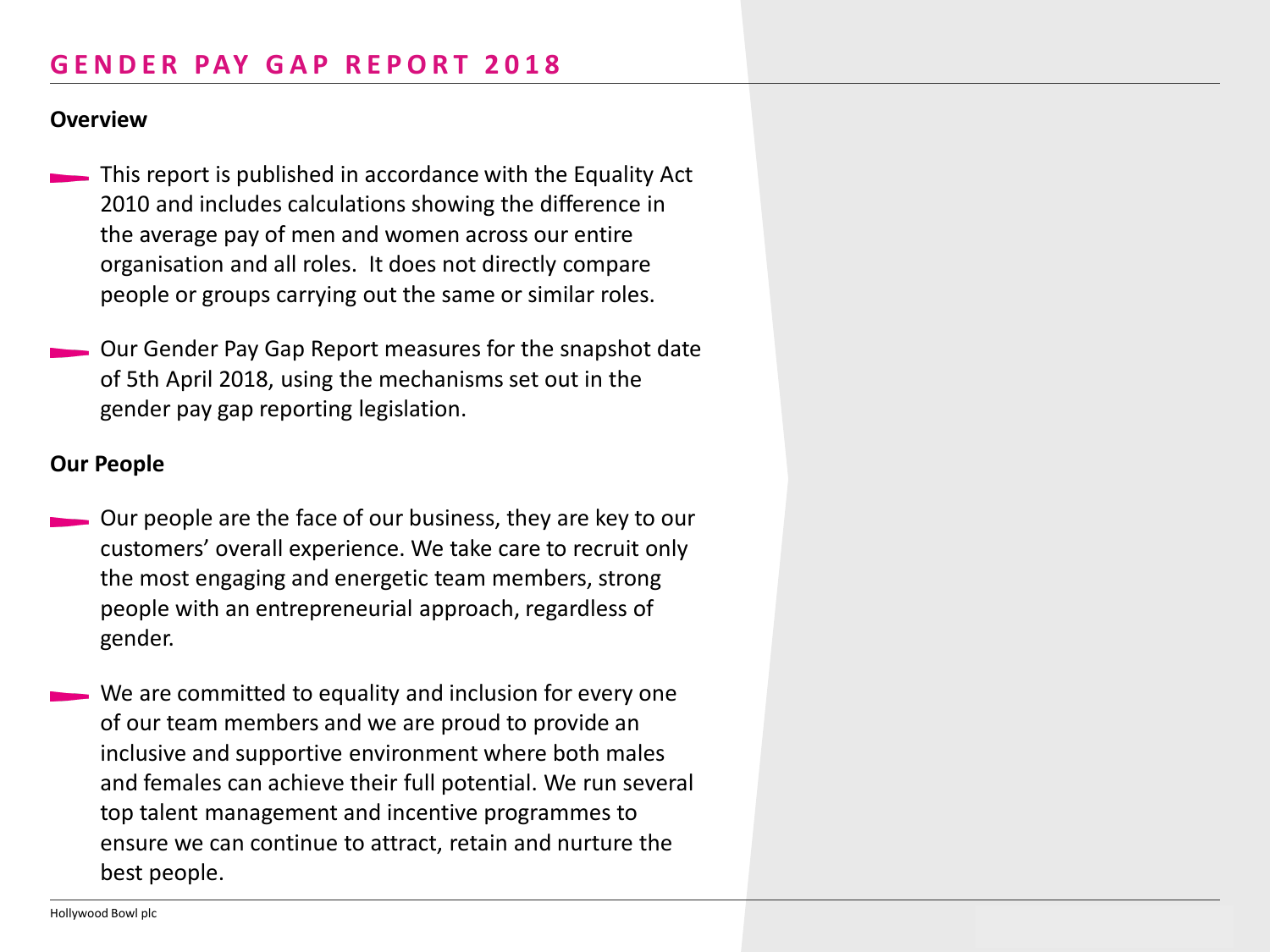# GENDER PAY GAP REPORT 2018

## Overview

- This report is published in accordance with the Equality Act 2010 and includes calculations showing the difference in the average pay of men and women across our entire organisation and all roles. It does not directly compare people or groups carrying out the same or similar roles.
- Our Gender Pay Gap Report measures for the snapshot date of 5th April 2018, using the mechanisms set out in the gender pay gap reporting legislation.

## Our People

- Our people are the face of our business, they are key to our customers' overall experience. We take care to recruit only the most engaging and energetic team members, strong people with an entrepreneurial approach, regardless of gender.
- We are committed to equality and inclusion for every one of our team members and we are proud to provide an inclusive and supportive environment where both males and females can achieve their full potential. We run several top talent management and incentive programmes to ensure we can continue to attract, retain and nurture the best people.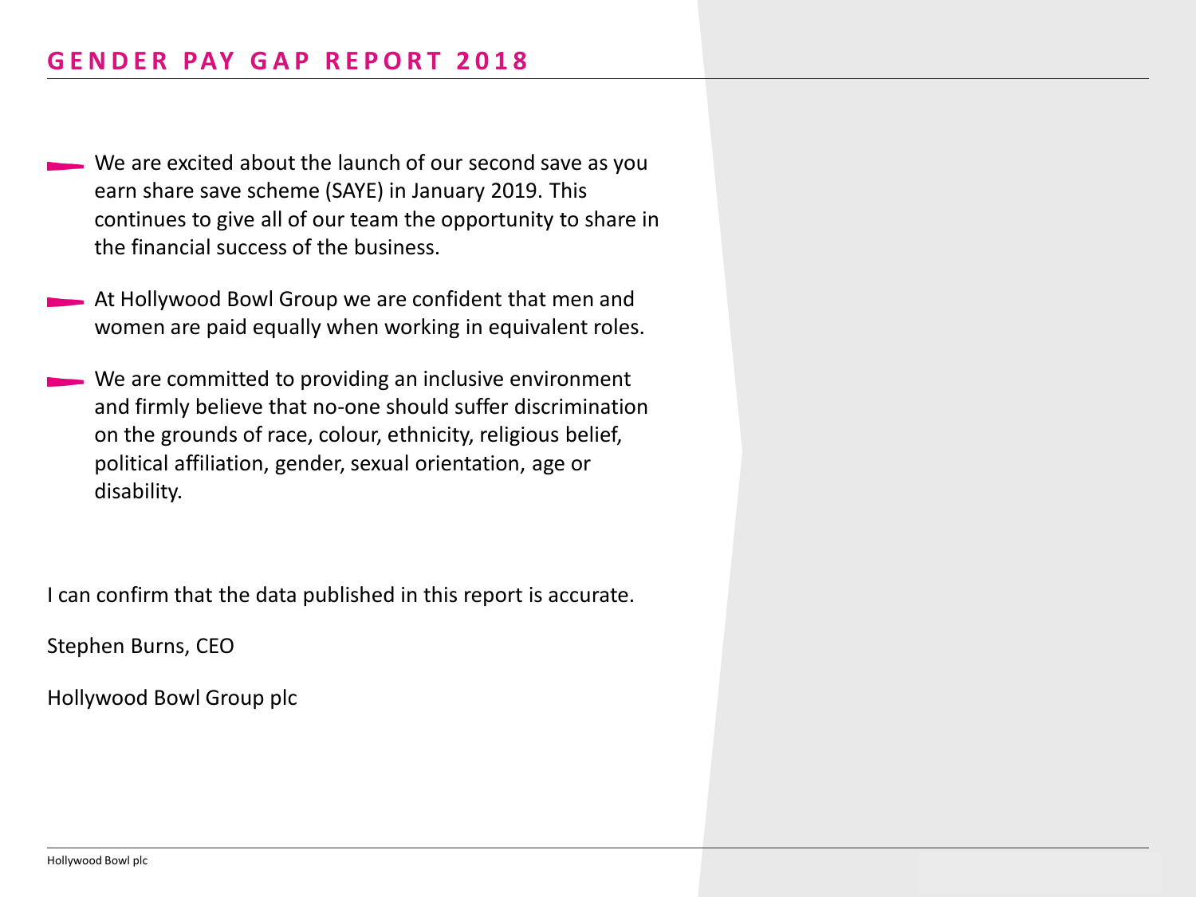# GENDER PAY GAP REPORT 2018

- We are excited about the launch of our second save as you earn share save scheme (SAYE) in January 2019. This continues to give all of our team the opportunity to share in the financial success of the business.
- At Hollywood Bowl Group we are confident that men and women are paid equally when working in equivalent roles.
- We are committed to providing an inclusive environment and firmly believe that no-one should suffer discrimination on the grounds of race, colour, ethnicity, religious belief, political affiliation, gender, sexual orientation, age or disability.

I can confirm that the data published in this report is accurate.

Stephen Burns, CEO

Hollywood Bowl Group plc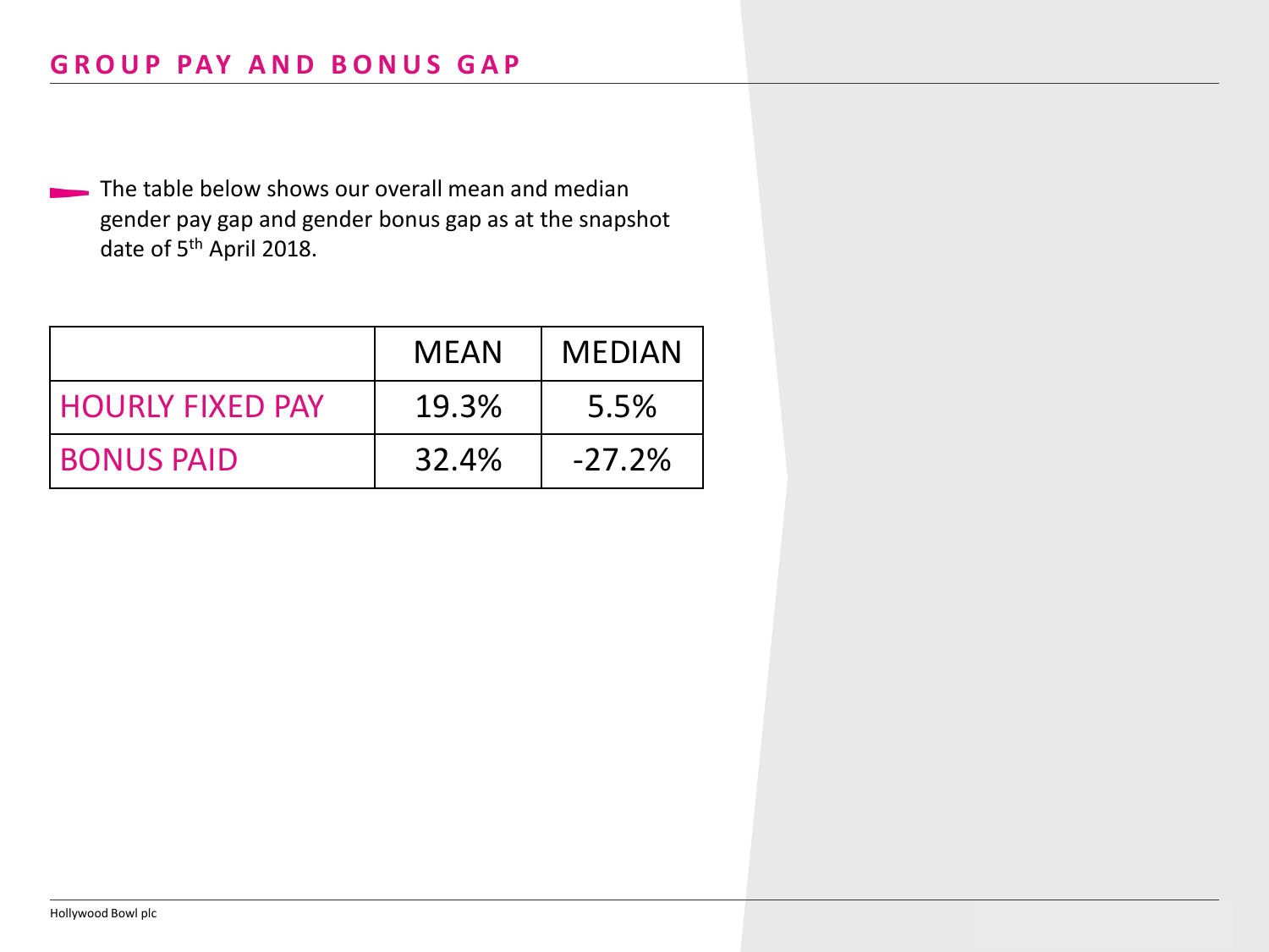## GROUP PAY AND BONUS GAP

- The table below shows our overall mean and median gender pay gap and gender bonus gap as at the snapshot date of 5th April 2018.

| | MEAN | MEDIAN |
|---|---|---|
| HOURLY FIXED PAY | 19.3% | 5.5% |
| BONUS PAID | 32.4% | -27.2% |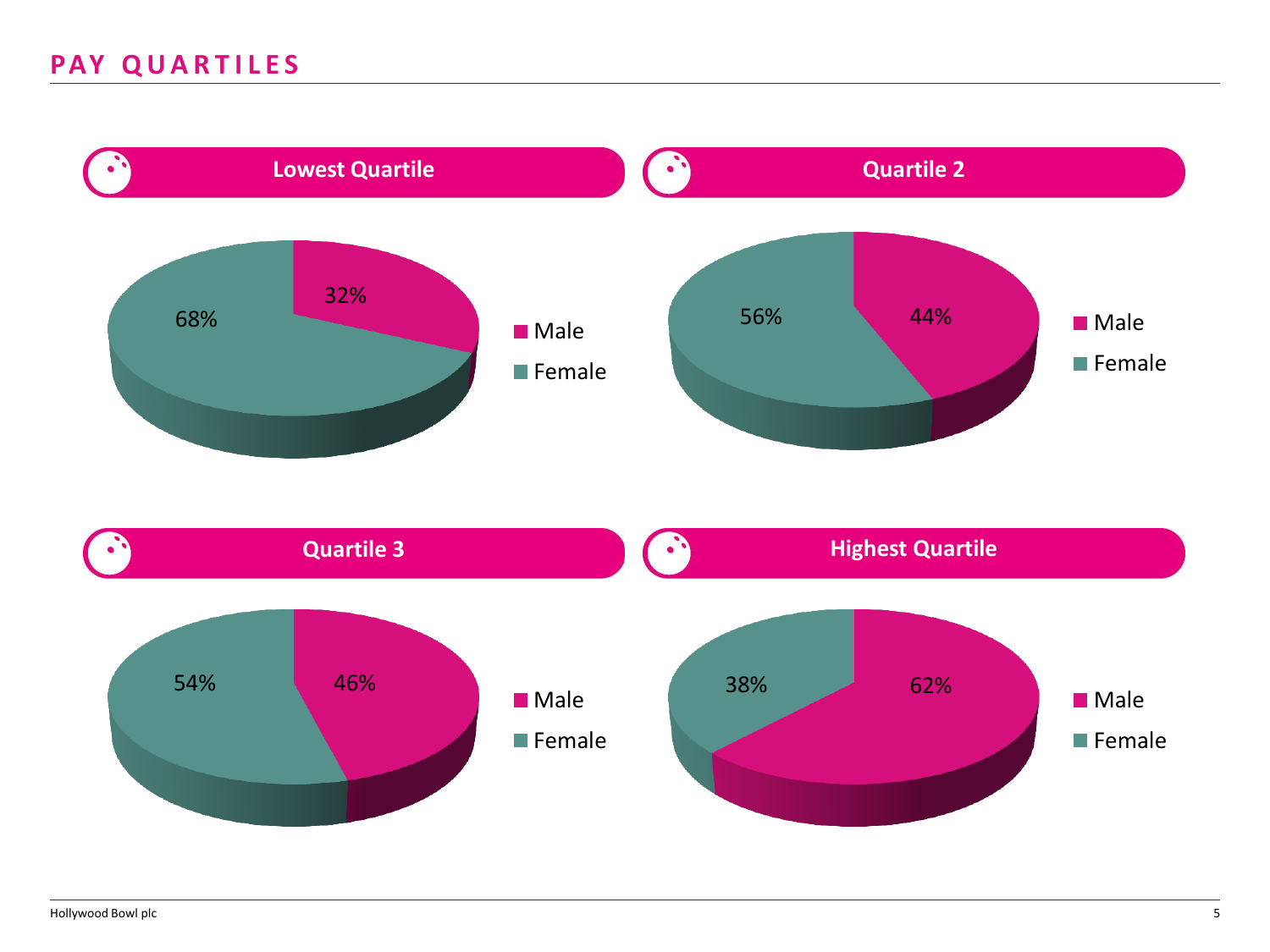# PAY QUARTILES

## Lowest Quartile

| | Male | Female |
|---|---|---|
| Lowest Quartile | 32% | 68% |

## Quartile 2

| | Male | Female |
|---|---|---|
| Quartile 2 | 44% | 56% |

## Quartile 3

| | Male | Female |
|---|---|---|
| Quartile 3 | 46% | 54% |

## Highest Quartile

| | Male | Female |
|---|---|---|
| Highest Quartile | 62% | 38% |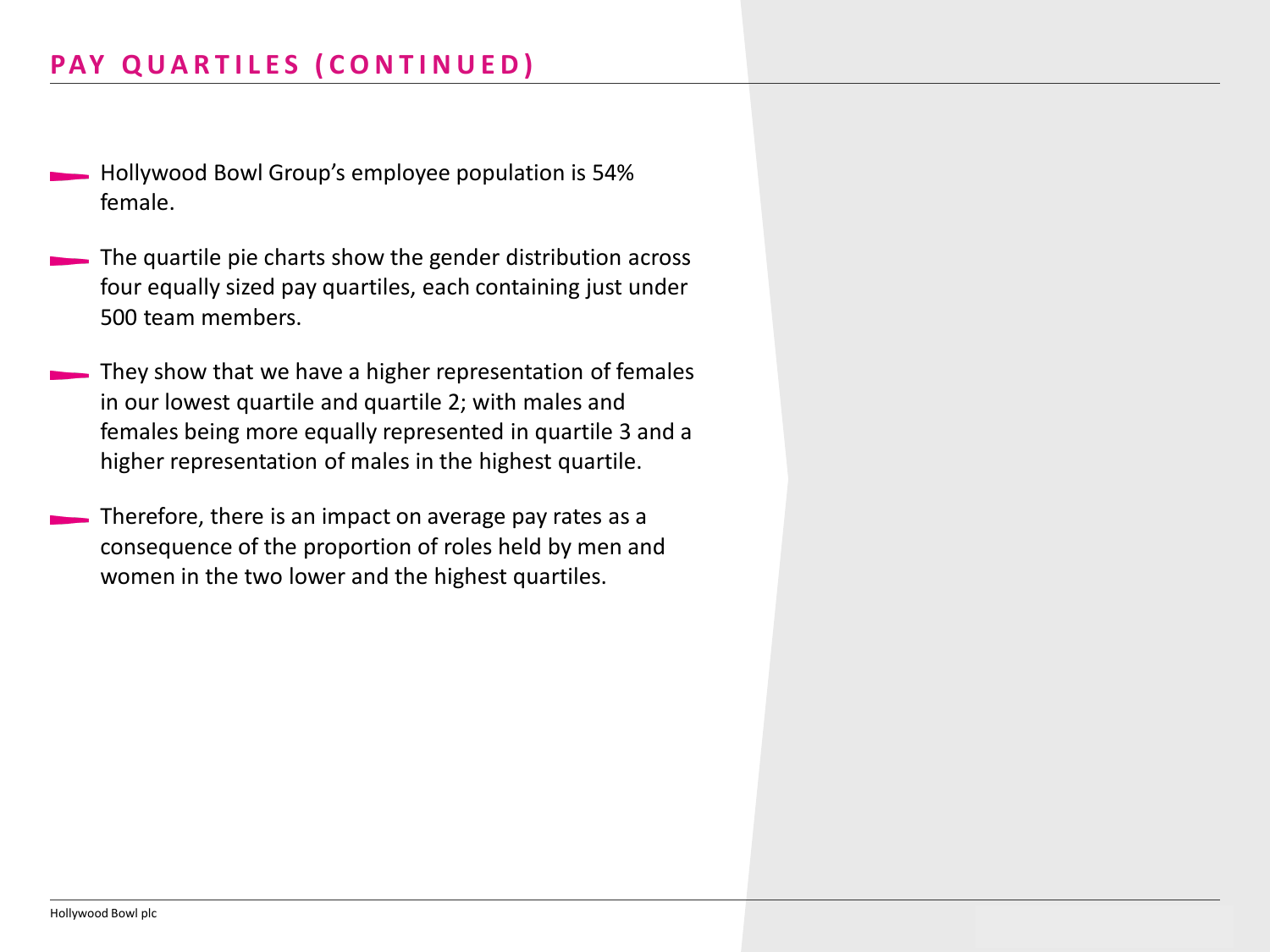## PAY QUARTILES (CONTINUED)

- Hollywood Bowl Group's employee population is 54% female.
- The quartile pie charts show the gender distribution across four equally sized pay quartiles, each containing just under 500 team members.
- They show that we have a higher representation of females in our lowest quartile and quartile 2; with males and females being more equally represented in quartile 3 and a higher representation of males in the highest quartile.
- Therefore, there is an impact on average pay rates as a consequence of the proportion of roles held by men and women in the two lower and the highest quartiles.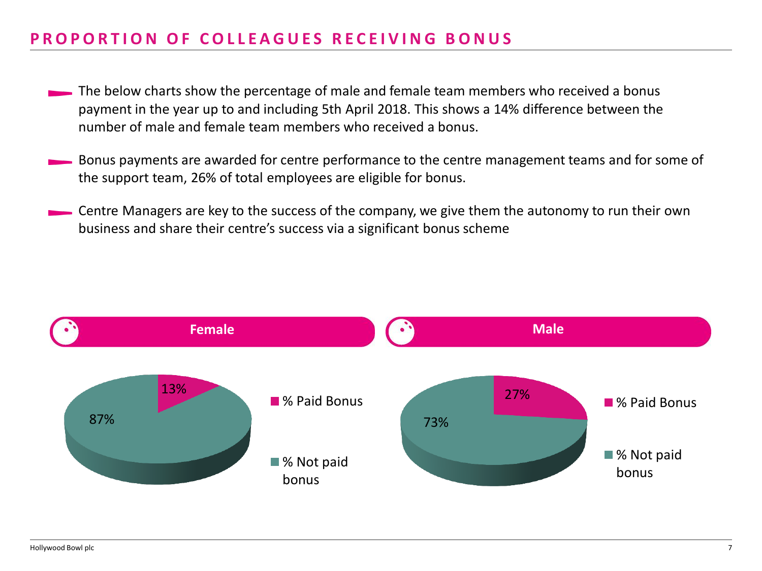# PROPORTION OF COLLEAGUES RECEIVING BONUS

- The below charts show the percentage of male and female team members who received a bonus payment in the year up to and including 5th April 2018. This shows a 14% difference between the number of male and female team members who received a bonus.
- Bonus payments are awarded for centre performance to the centre management teams and for some of the support team, 26% of total employees are eligible for bonus.
- Centre Managers are key to the success of the company, we give them the autonomy to run their own business and share their centre's success via a significant bonus scheme

**Female**

13%

87%

% Paid Bonus

% Not paid bonus

**Male**

27%

73%

% Paid Bonus

% Not paid bonus